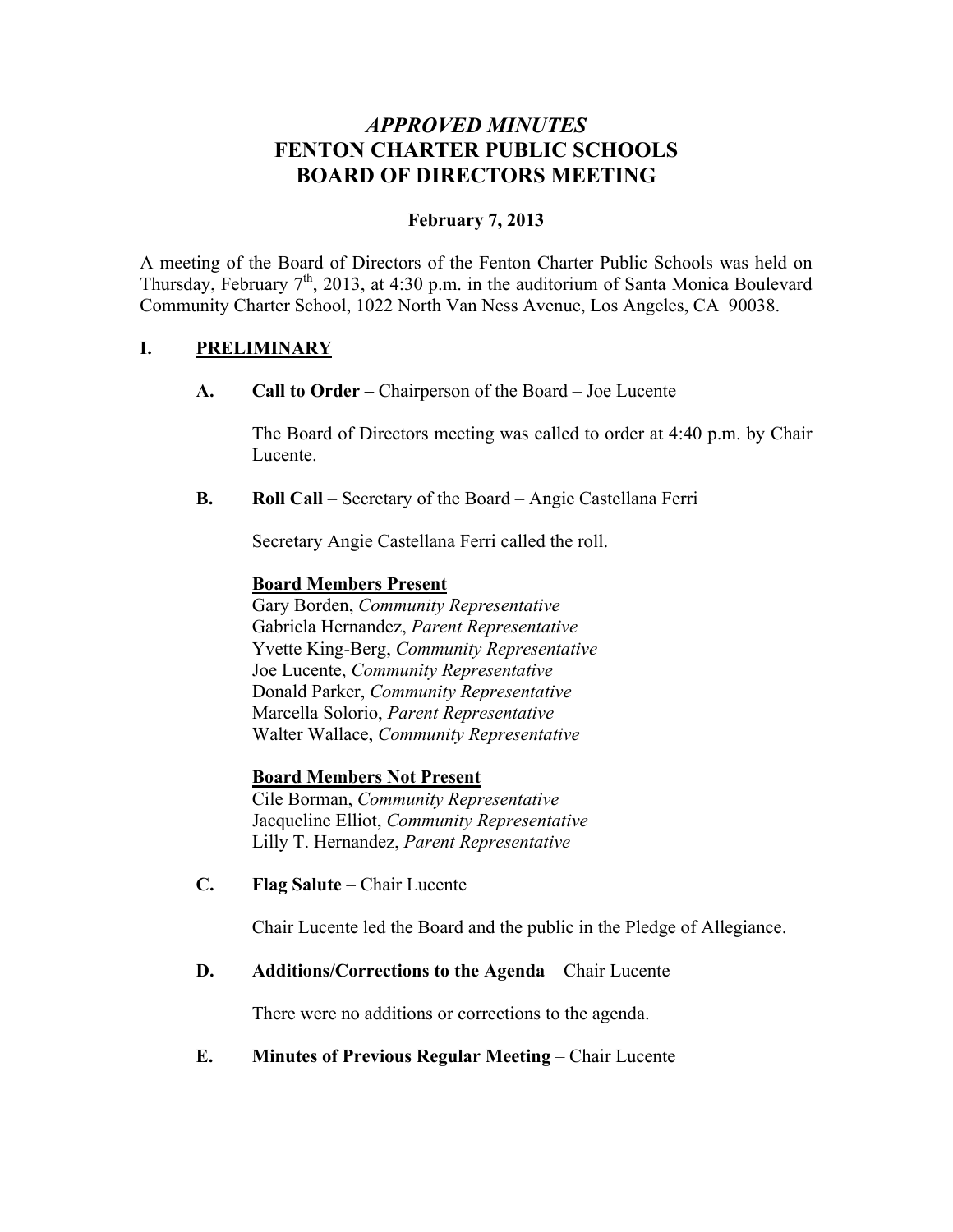# *APPROVED MINUTES*
# FENTON CHARTER PUBLIC SCHOOLS
# BOARD OF DIRECTORS MEETING

**February 7, 2013**

A meeting of the Board of Directors of the Fenton Charter Public Schools was held on Thursday, February 7th, 2013, at 4:30 p.m. in the auditorium of Santa Monica Boulevard Community Charter School, 1022 North Van Ness Avenue, Los Angeles, CA 90038.

## I. PRELIMINARY

**A. Call to Order –** Chairperson of the Board – Joe Lucente

The Board of Directors meeting was called to order at 4:40 p.m. by Chair Lucente.

**B. Roll Call** – Secretary of the Board – Angie Castellana Ferri

Secretary Angie Castellana Ferri called the roll.

**Board Members Present**

Gary Borden, *Community Representative*
Gabriela Hernandez, *Parent Representative*
Yvette King-Berg, *Community Representative*
Joe Lucente, *Community Representative*
Donald Parker, *Community Representative*
Marcella Solorio, *Parent Representative*
Walter Wallace, *Community Representative*

**Board Members Not Present**

Cile Borman, *Community Representative*
Jacqueline Elliot, *Community Representative*
Lilly T. Hernandez, *Parent Representative*

**C. Flag Salute** – Chair Lucente

Chair Lucente led the Board and the public in the Pledge of Allegiance.

**D. Additions/Corrections to the Agenda** – Chair Lucente

There were no additions or corrections to the agenda.

**E. Minutes of Previous Regular Meeting** – Chair Lucente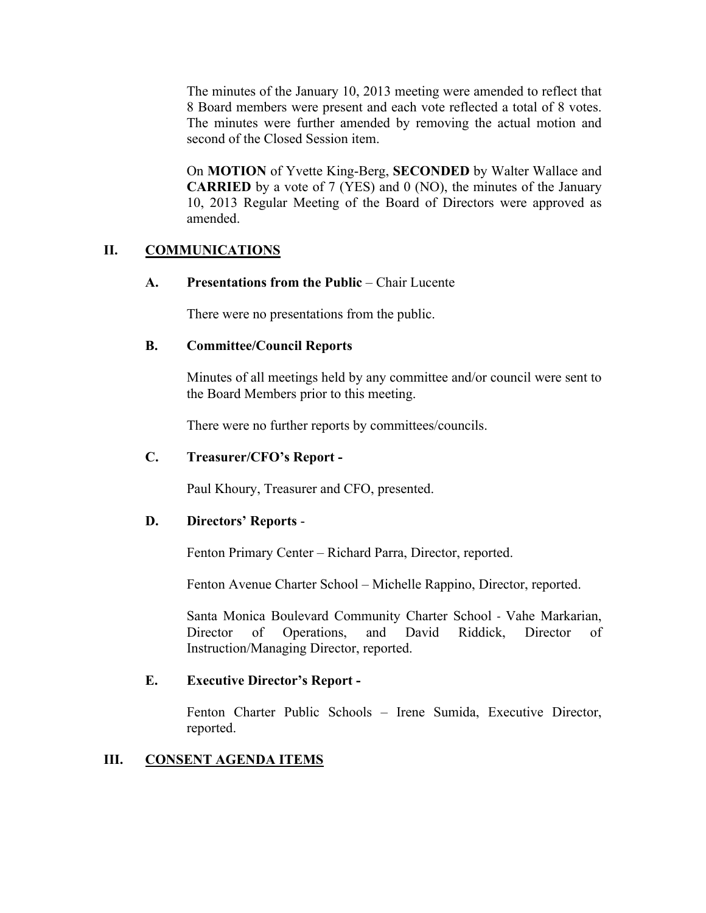The minutes of the January 10, 2013 meeting were amended to reflect that 8 Board members were present and each vote reflected a total of 8 votes. The minutes were further amended by removing the actual motion and second of the Closed Session item.

On **MOTION** of Yvette King-Berg, **SECONDED** by Walter Wallace and **CARRIED** by a vote of 7 (YES) and 0 (NO), the minutes of the January 10, 2013 Regular Meeting of the Board of Directors were approved as amended.

## II. COMMUNICATIONS

### A. Presentations from the Public – Chair Lucente

There were no presentations from the public.

### B. Committee/Council Reports

Minutes of all meetings held by any committee and/or council were sent to the Board Members prior to this meeting.

There were no further reports by committees/councils.

### C. Treasurer/CFO's Report -

Paul Khoury, Treasurer and CFO, presented.

### D. Directors' Reports -

Fenton Primary Center – Richard Parra, Director, reported.

Fenton Avenue Charter School – Michelle Rappino, Director, reported.

Santa Monica Boulevard Community Charter School - Vahe Markarian, Director of Operations, and David Riddick, Director of Instruction/Managing Director, reported.

### E. Executive Director's Report -

Fenton Charter Public Schools – Irene Sumida, Executive Director, reported.

## III. CONSENT AGENDA ITEMS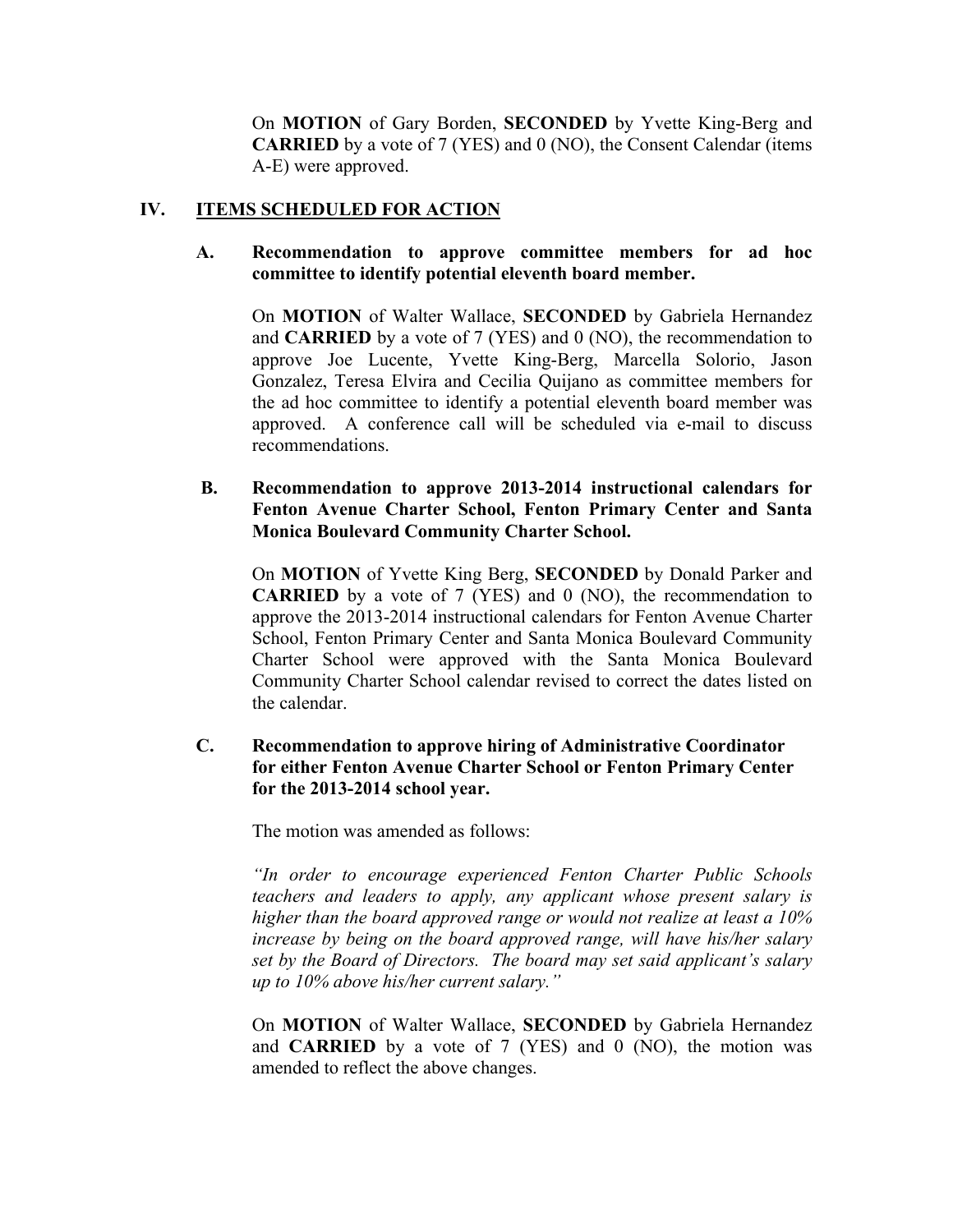On **MOTION** of Gary Borden, **SECONDED** by Yvette King-Berg and **CARRIED** by a vote of 7 (YES) and 0 (NO), the Consent Calendar (items A-E) were approved.

## IV. <u>ITEMS SCHEDULED FOR ACTION</u>

### A. Recommendation to approve committee members for ad hoc committee to identify potential eleventh board member.

On **MOTION** of Walter Wallace, **SECONDED** by Gabriela Hernandez and **CARRIED** by a vote of 7 (YES) and 0 (NO), the recommendation to approve Joe Lucente, Yvette King-Berg, Marcella Solorio, Jason Gonzalez, Teresa Elvira and Cecilia Quijano as committee members for the ad hoc committee to identify a potential eleventh board member was approved. A conference call will be scheduled via e-mail to discuss recommendations.

### B. Recommendation to approve 2013-2014 instructional calendars for Fenton Avenue Charter School, Fenton Primary Center and Santa Monica Boulevard Community Charter School.

On **MOTION** of Yvette King Berg, **SECONDED** by Donald Parker and **CARRIED** by a vote of 7 (YES) and 0 (NO), the recommendation to approve the 2013-2014 instructional calendars for Fenton Avenue Charter School, Fenton Primary Center and Santa Monica Boulevard Community Charter School were approved with the Santa Monica Boulevard Community Charter School calendar revised to correct the dates listed on the calendar.

### C. Recommendation to approve hiring of Administrative Coordinator for either Fenton Avenue Charter School or Fenton Primary Center for the 2013-2014 school year.

The motion was amended as follows:

*"In order to encourage experienced Fenton Charter Public Schools teachers and leaders to apply, any applicant whose present salary is higher than the board approved range or would not realize at least a 10% increase by being on the board approved range, will have his/her salary set by the Board of Directors. The board may set said applicant's salary up to 10% above his/her current salary."*

On **MOTION** of Walter Wallace, **SECONDED** by Gabriela Hernandez and **CARRIED** by a vote of 7 (YES) and 0 (NO), the motion was amended to reflect the above changes.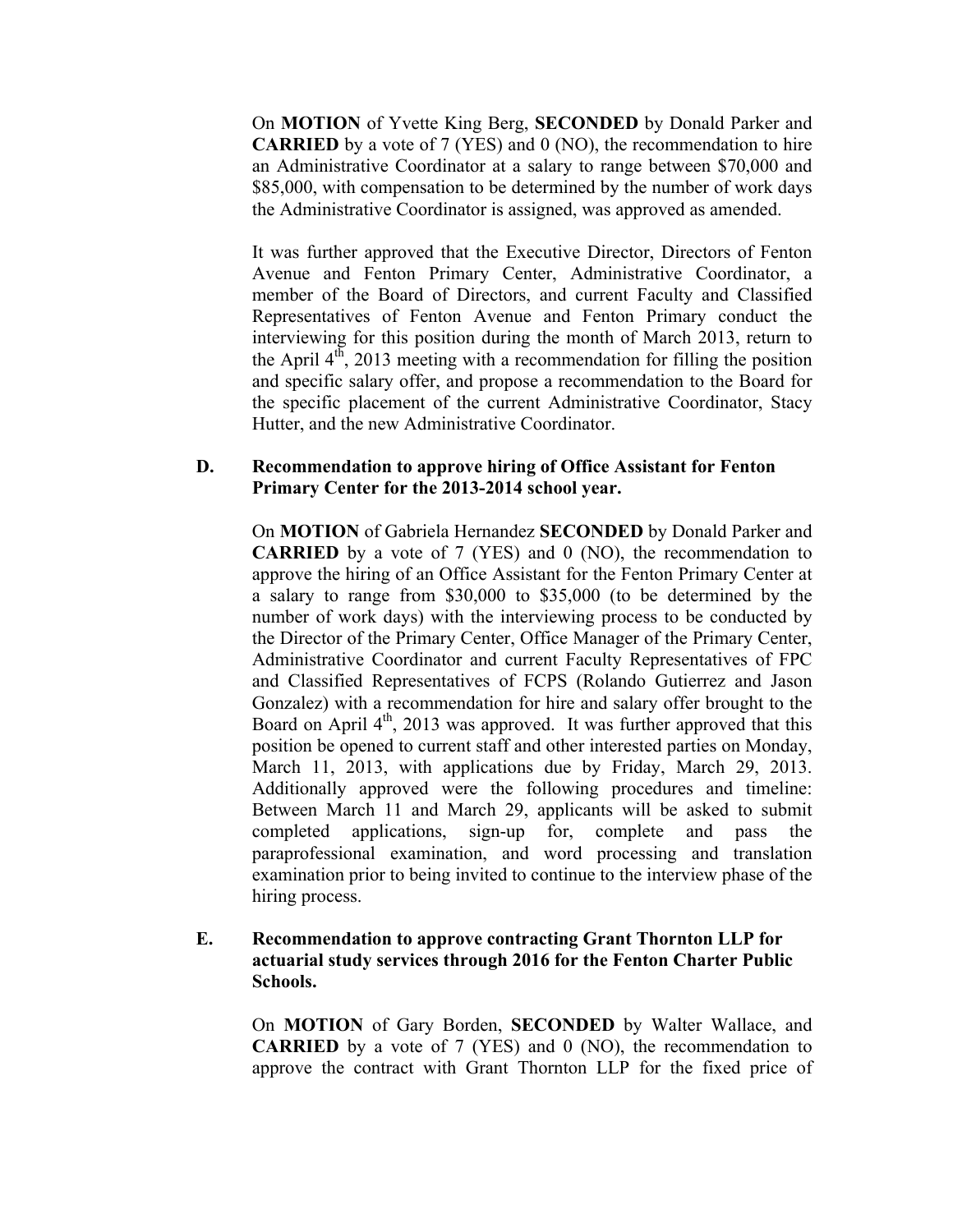On **MOTION** of Yvette King Berg, **SECONDED** by Donald Parker and **CARRIED** by a vote of 7 (YES) and 0 (NO), the recommendation to hire an Administrative Coordinator at a salary to range between $70,000 and $85,000, with compensation to be determined by the number of work days the Administrative Coordinator is assigned, was approved as amended.

It was further approved that the Executive Director, Directors of Fenton Avenue and Fenton Primary Center, Administrative Coordinator, a member of the Board of Directors, and current Faculty and Classified Representatives of Fenton Avenue and Fenton Primary conduct the interviewing for this position during the month of March 2013, return to the April 4th, 2013 meeting with a recommendation for filling the position and specific salary offer, and propose a recommendation to the Board for the specific placement of the current Administrative Coordinator, Stacy Hutter, and the new Administrative Coordinator.

**D. Recommendation to approve hiring of Office Assistant for Fenton Primary Center for the 2013-2014 school year.**

On **MOTION** of Gabriela Hernandez **SECONDED** by Donald Parker and **CARRIED** by a vote of 7 (YES) and 0 (NO), the recommendation to approve the hiring of an Office Assistant for the Fenton Primary Center at a salary to range from $30,000 to $35,000 (to be determined by the number of work days) with the interviewing process to be conducted by the Director of the Primary Center, Office Manager of the Primary Center, Administrative Coordinator and current Faculty Representatives of FPC and Classified Representatives of FCPS (Rolando Gutierrez and Jason Gonzalez) with a recommendation for hire and salary offer brought to the Board on April 4th, 2013 was approved. It was further approved that this position be opened to current staff and other interested parties on Monday, March 11, 2013, with applications due by Friday, March 29, 2013. Additionally approved were the following procedures and timeline: Between March 11 and March 29, applicants will be asked to submit completed applications, sign-up for, complete and pass the paraprofessional examination, and word processing and translation examination prior to being invited to continue to the interview phase of the hiring process.

**E. Recommendation to approve contracting Grant Thornton LLP for actuarial study services through 2016 for the Fenton Charter Public Schools.**

On **MOTION** of Gary Borden, **SECONDED** by Walter Wallace, and **CARRIED** by a vote of 7 (YES) and 0 (NO), the recommendation to approve the contract with Grant Thornton LLP for the fixed price of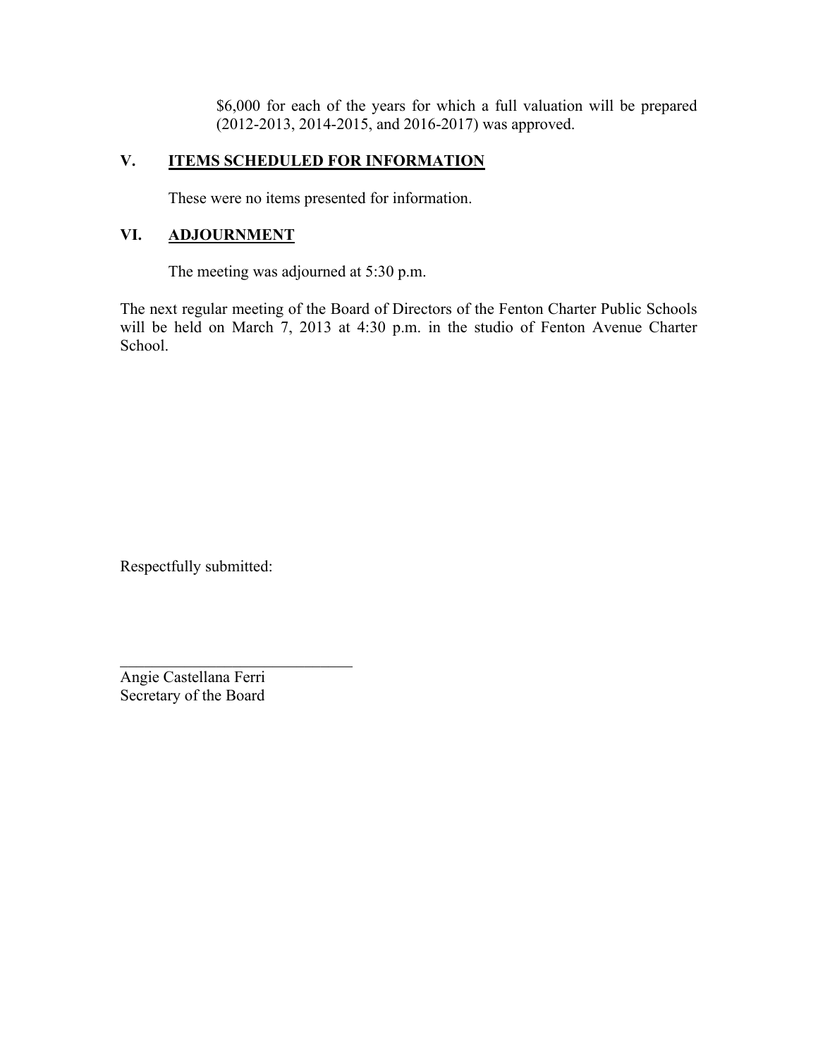$6,000 for each of the years for which a full valuation will be prepared (2012-2013, 2014-2015, and 2016-2017) was approved.

## V. ITEMS SCHEDULED FOR INFORMATION

These were no items presented for information.

## VI. ADJOURNMENT

The meeting was adjourned at 5:30 p.m.

The next regular meeting of the Board of Directors of the Fenton Charter Public Schools will be held on March 7, 2013 at 4:30 p.m. in the studio of Fenton Avenue Charter School.

Respectfully submitted:

______________________________

Angie Castellana Ferri
Secretary of the Board